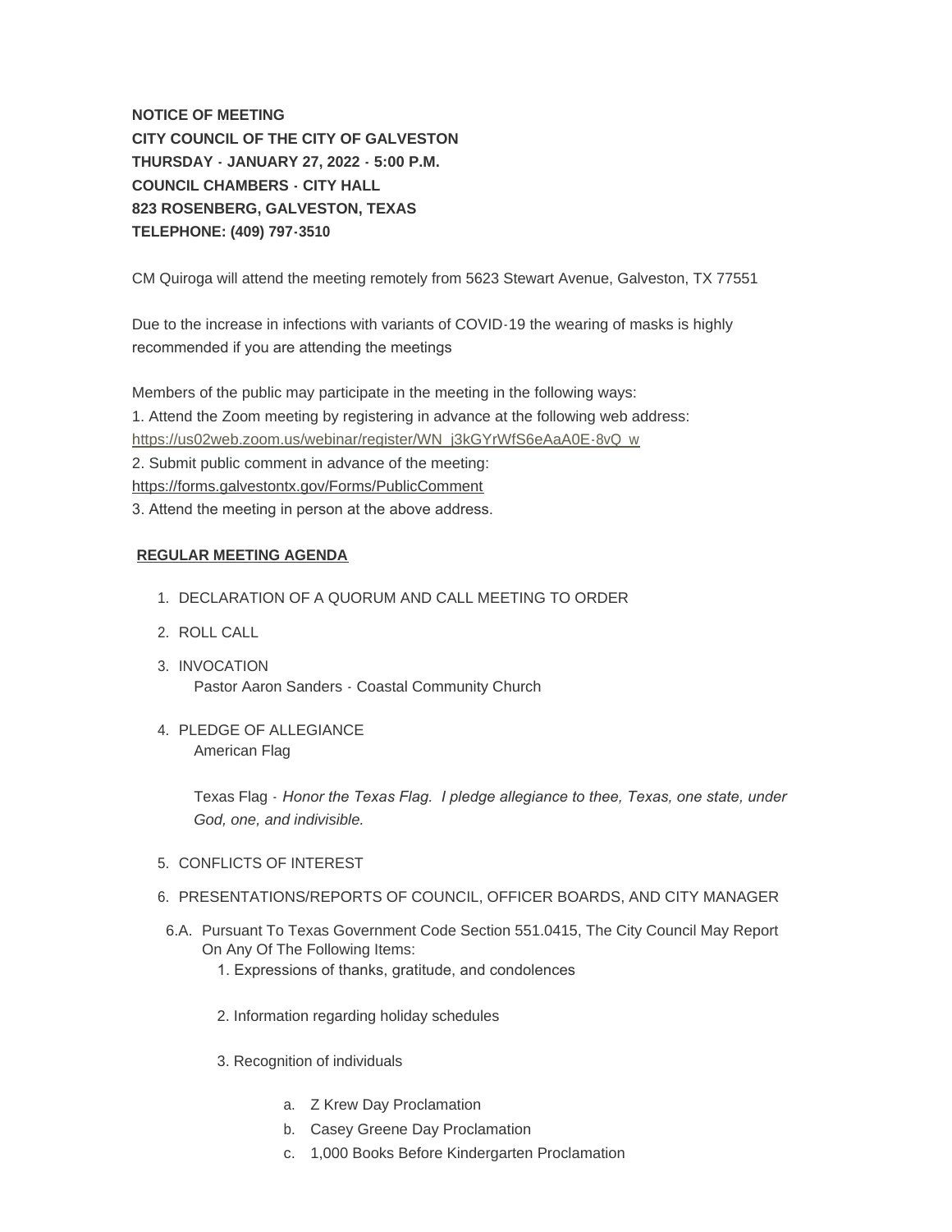**NOTICE OF MEETING**
**CITY COUNCIL OF THE CITY OF GALVESTON**
**THURSDAY - JANUARY 27, 2022 - 5:00 P.M.**
**COUNCIL CHAMBERS - CITY HALL**
**823 ROSENBERG, GALVESTON, TEXAS**
**TELEPHONE: (409) 797-3510**

CM Quiroga will attend the meeting remotely from 5623 Stewart Avenue, Galveston, TX 77551

Due to the increase in infections with variants of COVID-19 the wearing of masks is highly recommended if you are attending the meetings

Members of the public may participate in the meeting in the following ways:
1. Attend the Zoom meeting by registering in advance at the following web address:
https://us02web.zoom.us/webinar/register/WN_j3kGYrWfS6eAaA0E-8vQ_w
2. Submit public comment in advance of the meeting:
https://forms.galvestontx.gov/Forms/PublicComment
3. Attend the meeting in person at the above address.

**REGULAR MEETING AGENDA**

1. DECLARATION OF A QUORUM AND CALL MEETING TO ORDER
2. ROLL CALL
3. INVOCATION
   Pastor Aaron Sanders - Coastal Community Church
4. PLEDGE OF ALLEGIANCE
   American Flag

   Texas Flag - *Honor the Texas Flag. I pledge allegiance to thee, Texas, one state, under God, one, and indivisible.*
5. CONFLICTS OF INTEREST
6. PRESENTATIONS/REPORTS OF COUNCIL, OFFICER BOARDS, AND CITY MANAGER

6.A. Pursuant To Texas Government Code Section 551.0415, The City Council May Report On Any Of The Following Items:
   1. Expressions of thanks, gratitude, and condolences
   2. Information regarding holiday schedules
   3. Recognition of individuals
      a. Z Krew Day Proclamation
      b. Casey Greene Day Proclamation
      c. 1,000 Books Before Kindergarten Proclamation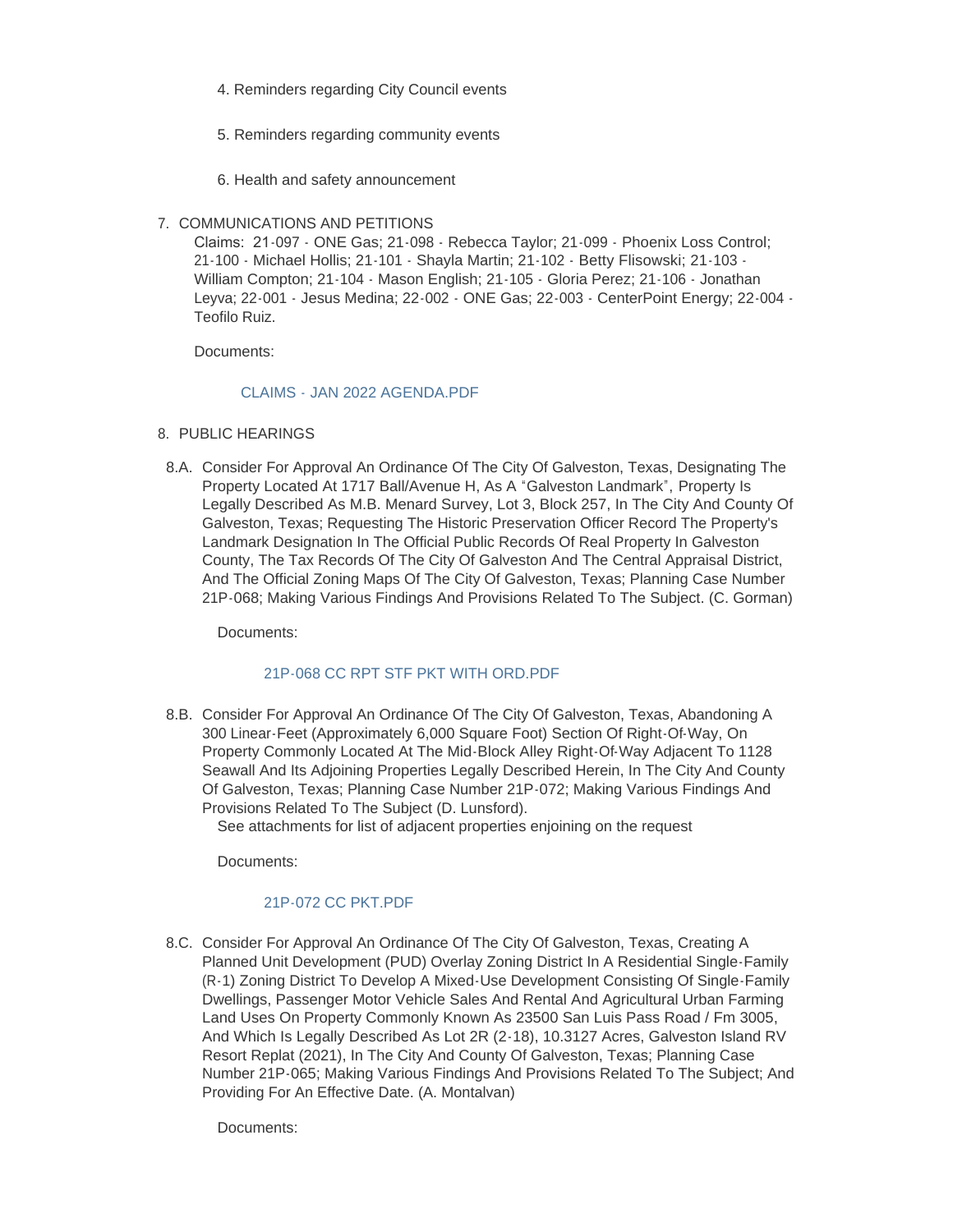4. Reminders regarding City Council events

5. Reminders regarding community events

6. Health and safety announcement

7. COMMUNICATIONS AND PETITIONS

   Claims: 21-097 - ONE Gas; 21-098 - Rebecca Taylor; 21-099 - Phoenix Loss Control; 21-100 - Michael Hollis; 21-101 - Shayla Martin; 21-102 - Betty Flisowski; 21-103 - William Compton; 21-104 - Mason English; 21-105 - Gloria Perez; 21-106 - Jonathan Leyva; 22-001 - Jesus Medina; 22-002 - ONE Gas; 22-003 - CenterPoint Energy; 22-004 - Teofilo Ruiz.

   Documents:

   CLAIMS - JAN 2022 AGENDA.PDF

8. PUBLIC HEARINGS

8.A. Consider For Approval An Ordinance Of The City Of Galveston, Texas, Designating The Property Located At 1717 Ball/Avenue H, As A "Galveston Landmark", Property Is Legally Described As M.B. Menard Survey, Lot 3, Block 257, In The City And County Of Galveston, Texas; Requesting The Historic Preservation Officer Record The Property's Landmark Designation In The Official Public Records Of Real Property In Galveston County, The Tax Records Of The City Of Galveston And The Central Appraisal District, And The Official Zoning Maps Of The City Of Galveston, Texas; Planning Case Number 21P-068; Making Various Findings And Provisions Related To The Subject. (C. Gorman)

   Documents:

   21P-068 CC RPT STF PKT WITH ORD.PDF

8.B. Consider For Approval An Ordinance Of The City Of Galveston, Texas, Abandoning A 300 Linear-Feet (Approximately 6,000 Square Foot) Section Of Right-Of-Way, On Property Commonly Located At The Mid-Block Alley Right-Of-Way Adjacent To 1128 Seawall And Its Adjoining Properties Legally Described Herein, In The City And County Of Galveston, Texas; Planning Case Number 21P-072; Making Various Findings And Provisions Related To The Subject (D. Lunsford).

   See attachments for list of adjacent properties enjoining on the request

   Documents:

   21P-072 CC PKT.PDF

8.C. Consider For Approval An Ordinance Of The City Of Galveston, Texas, Creating A Planned Unit Development (PUD) Overlay Zoning District In A Residential Single-Family (R-1) Zoning District To Develop A Mixed-Use Development Consisting Of Single-Family Dwellings, Passenger Motor Vehicle Sales And Rental And Agricultural Urban Farming Land Uses On Property Commonly Known As 23500 San Luis Pass Road / Fm 3005, And Which Is Legally Described As Lot 2R (2-18), 10.3127 Acres, Galveston Island RV Resort Replat (2021), In The City And County Of Galveston, Texas; Planning Case Number 21P-065; Making Various Findings And Provisions Related To The Subject; And Providing For An Effective Date. (A. Montalvan)

   Documents: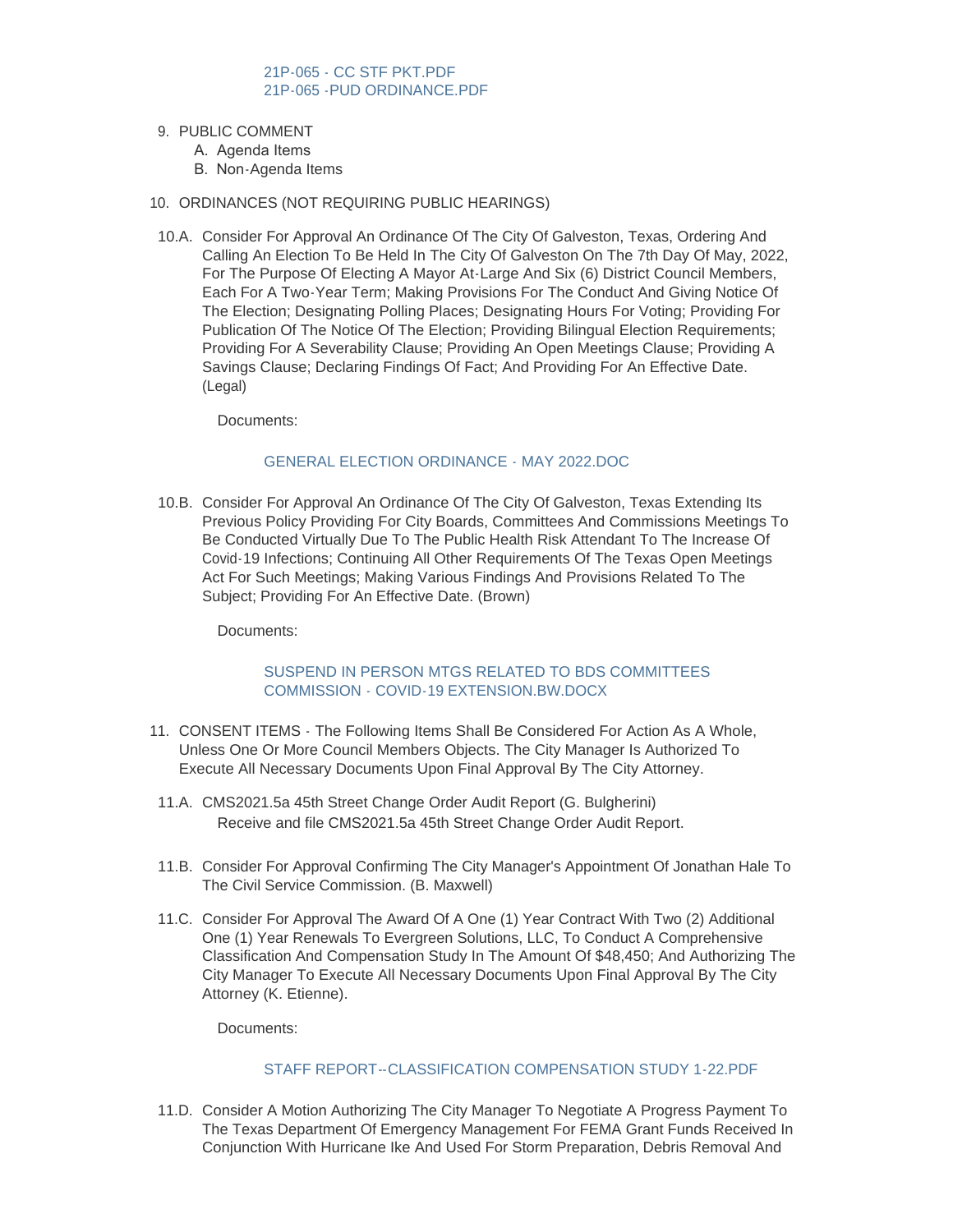21P-065 - CC STF PKT.PDF
21P-065 -PUD ORDINANCE.PDF

9. PUBLIC COMMENT
   A. Agenda Items
   B. Non-Agenda Items

10. ORDINANCES (NOT REQUIRING PUBLIC HEARINGS)

10.A. Consider For Approval An Ordinance Of The City Of Galveston, Texas, Ordering And Calling An Election To Be Held In The City Of Galveston On The 7th Day Of May, 2022, For The Purpose Of Electing A Mayor At-Large And Six (6) District Council Members, Each For A Two-Year Term; Making Provisions For The Conduct And Giving Notice Of The Election; Designating Polling Places; Designating Hours For Voting; Providing For Publication Of The Notice Of The Election; Providing Bilingual Election Requirements; Providing For A Severability Clause; Providing An Open Meetings Clause; Providing A Savings Clause; Declaring Findings Of Fact; And Providing For An Effective Date. (Legal)

Documents:

GENERAL ELECTION ORDINANCE - MAY 2022.DOC

10.B. Consider For Approval An Ordinance Of The City Of Galveston, Texas Extending Its Previous Policy Providing For City Boards, Committees And Commissions Meetings To Be Conducted Virtually Due To The Public Health Risk Attendant To The Increase Of Covid-19 Infections; Continuing All Other Requirements Of The Texas Open Meetings Act For Such Meetings; Making Various Findings And Provisions Related To The Subject; Providing For An Effective Date. (Brown)

Documents:

SUSPEND IN PERSON MTGS RELATED TO BDS COMMITTEES COMMISSION - COVID-19 EXTENSION.BW.DOCX

11. CONSENT ITEMS - The Following Items Shall Be Considered For Action As A Whole, Unless One Or More Council Members Objects. The City Manager Is Authorized To Execute All Necessary Documents Upon Final Approval By The City Attorney.

11.A. CMS2021.5a 45th Street Change Order Audit Report (G. Bulgherini)
Receive and file CMS2021.5a 45th Street Change Order Audit Report.

11.B. Consider For Approval Confirming The City Manager's Appointment Of Jonathan Hale To The Civil Service Commission. (B. Maxwell)

11.C. Consider For Approval The Award Of A One (1) Year Contract With Two (2) Additional One (1) Year Renewals To Evergreen Solutions, LLC, To Conduct A Comprehensive Classification And Compensation Study In The Amount Of $48,450; And Authorizing The City Manager To Execute All Necessary Documents Upon Final Approval By The City Attorney (K. Etienne).

Documents:

STAFF REPORT--CLASSIFICATION COMPENSATION STUDY 1-22.PDF

11.D. Consider A Motion Authorizing The City Manager To Negotiate A Progress Payment To The Texas Department Of Emergency Management For FEMA Grant Funds Received In Conjunction With Hurricane Ike And Used For Storm Preparation, Debris Removal And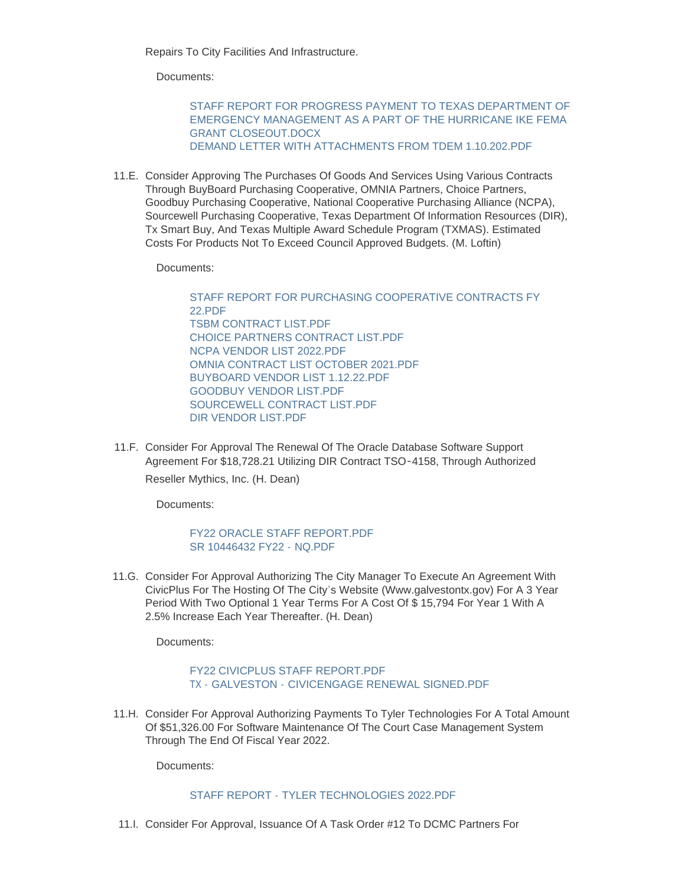Repairs To City Facilities And Infrastructure.

Documents:

STAFF REPORT FOR PROGRESS PAYMENT TO TEXAS DEPARTMENT OF EMERGENCY MANAGEMENT AS A PART OF THE HURRICANE IKE FEMA GRANT CLOSEOUT.DOCX
DEMAND LETTER WITH ATTACHMENTS FROM TDEM 1.10.202.PDF

11.E. Consider Approving The Purchases Of Goods And Services Using Various Contracts Through BuyBoard Purchasing Cooperative, OMNIA Partners, Choice Partners, Goodbuy Purchasing Cooperative, National Cooperative Purchasing Alliance (NCPA), Sourcewell Purchasing Cooperative, Texas Department Of Information Resources (DIR), Tx Smart Buy, And Texas Multiple Award Schedule Program (TXMAS). Estimated Costs For Products Not To Exceed Council Approved Budgets. (M. Loftin)

Documents:

STAFF REPORT FOR PURCHASING COOPERATIVE CONTRACTS FY 22.PDF
TSBM CONTRACT LIST.PDF
CHOICE PARTNERS CONTRACT LIST.PDF
NCPA VENDOR LIST 2022.PDF
OMNIA CONTRACT LIST OCTOBER 2021.PDF
BUYBOARD VENDOR LIST 1.12.22.PDF
GOODBUY VENDOR LIST.PDF
SOURCEWELL CONTRACT LIST.PDF
DIR VENDOR LIST.PDF

11.F. Consider For Approval The Renewal Of The Oracle Database Software Support Agreement For $18,728.21 Utilizing DIR Contract TSO-4158, Through Authorized Reseller Mythics, Inc. (H. Dean)

Documents:

FY22 ORACLE STAFF REPORT.PDF
SR 10446432 FY22 - NQ.PDF

11.G. Consider For Approval Authorizing The City Manager To Execute An Agreement With CivicPlus For The Hosting Of The City's Website (Www.galvestontx.gov) For A 3 Year Period With Two Optional 1 Year Terms For A Cost Of $ 15,794 For Year 1 With A 2.5% Increase Each Year Thereafter. (H. Dean)

Documents:

FY22 CIVICPLUS STAFF REPORT.PDF
TX - GALVESTON - CIVICENGAGE RENEWAL SIGNED.PDF

11.H. Consider For Approval Authorizing Payments To Tyler Technologies For A Total Amount Of $51,326.00 For Software Maintenance Of The Court Case Management System Through The End Of Fiscal Year 2022.

Documents:

STAFF REPORT - TYLER TECHNOLOGIES 2022.PDF

11.I. Consider For Approval, Issuance Of A Task Order #12 To DCMC Partners For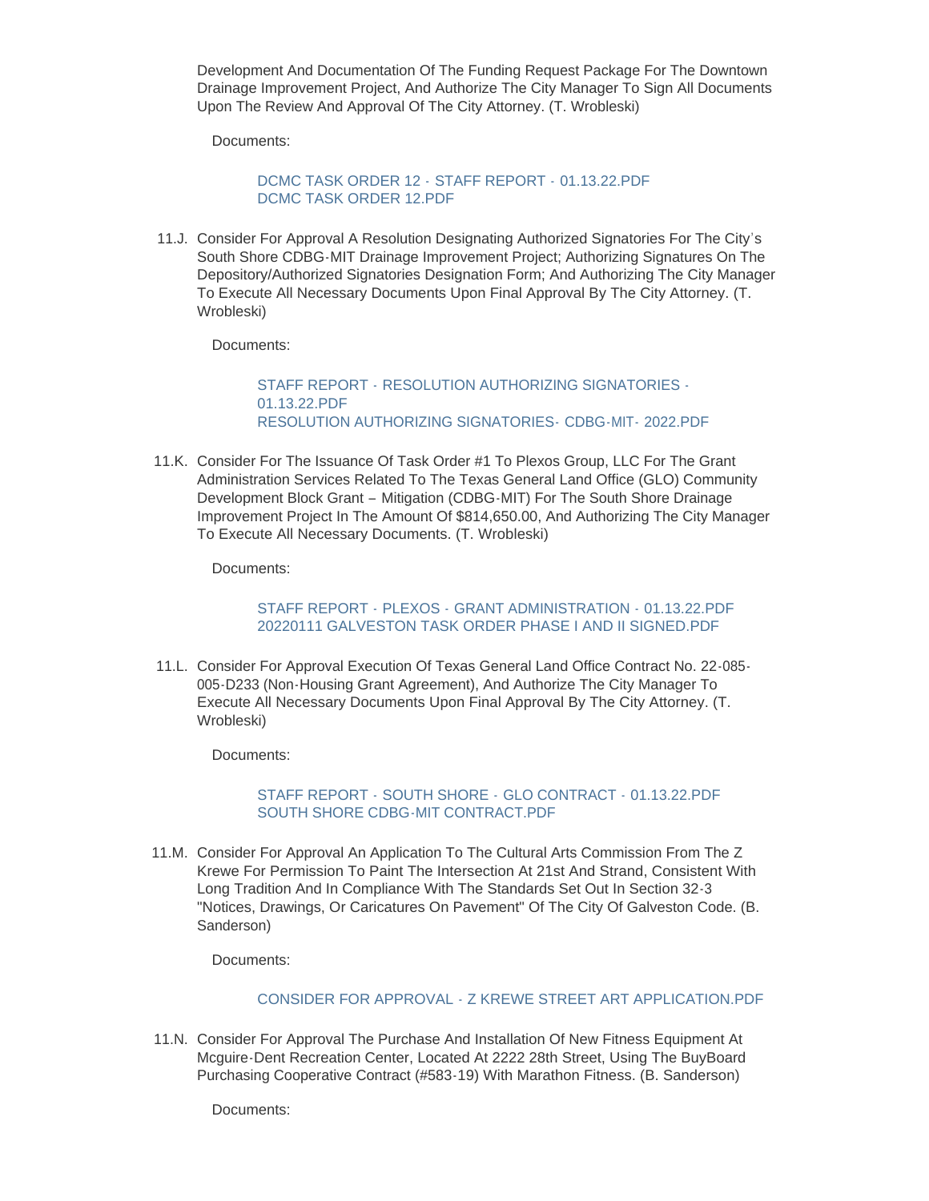Development And Documentation Of The Funding Request Package For The Downtown Drainage Improvement Project, And Authorize The City Manager To Sign All Documents Upon The Review And Approval Of The City Attorney. (T. Wrobleski)

Documents:

DCMC TASK ORDER 12 - STAFF REPORT - 01.13.22.PDF
DCMC TASK ORDER 12.PDF

11.J. Consider For Approval A Resolution Designating Authorized Signatories For The City's South Shore CDBG-MIT Drainage Improvement Project; Authorizing Signatures On The Depository/Authorized Signatories Designation Form; And Authorizing The City Manager To Execute All Necessary Documents Upon Final Approval By The City Attorney. (T. Wrobleski)

Documents:

STAFF REPORT - RESOLUTION AUTHORIZING SIGNATORIES - 01.13.22.PDF
RESOLUTION AUTHORIZING SIGNATORIES- CDBG-MIT- 2022.PDF

11.K. Consider For The Issuance Of Task Order #1 To Plexos Group, LLC For The Grant Administration Services Related To The Texas General Land Office (GLO) Community Development Block Grant – Mitigation (CDBG-MIT) For The South Shore Drainage Improvement Project In The Amount Of $814,650.00, And Authorizing The City Manager To Execute All Necessary Documents. (T. Wrobleski)

Documents:

STAFF REPORT - PLEXOS - GRANT ADMINISTRATION - 01.13.22.PDF
20220111 GALVESTON TASK ORDER PHASE I AND II SIGNED.PDF

11.L. Consider For Approval Execution Of Texas General Land Office Contract No. 22-085-005-D233 (Non-Housing Grant Agreement), And Authorize The City Manager To Execute All Necessary Documents Upon Final Approval By The City Attorney. (T. Wrobleski)

Documents:

STAFF REPORT - SOUTH SHORE - GLO CONTRACT - 01.13.22.PDF
SOUTH SHORE CDBG-MIT CONTRACT.PDF

11.M. Consider For Approval An Application To The Cultural Arts Commission From The Z Krewe For Permission To Paint The Intersection At 21st And Strand, Consistent With Long Tradition And In Compliance With The Standards Set Out In Section 32-3 "Notices, Drawings, Or Caricatures On Pavement" Of The City Of Galveston Code. (B. Sanderson)

Documents:

CONSIDER FOR APPROVAL - Z KREWE STREET ART APPLICATION.PDF

11.N. Consider For Approval The Purchase And Installation Of New Fitness Equipment At Mcguire-Dent Recreation Center, Located At 2222 28th Street, Using The BuyBoard Purchasing Cooperative Contract (#583-19) With Marathon Fitness. (B. Sanderson)

Documents: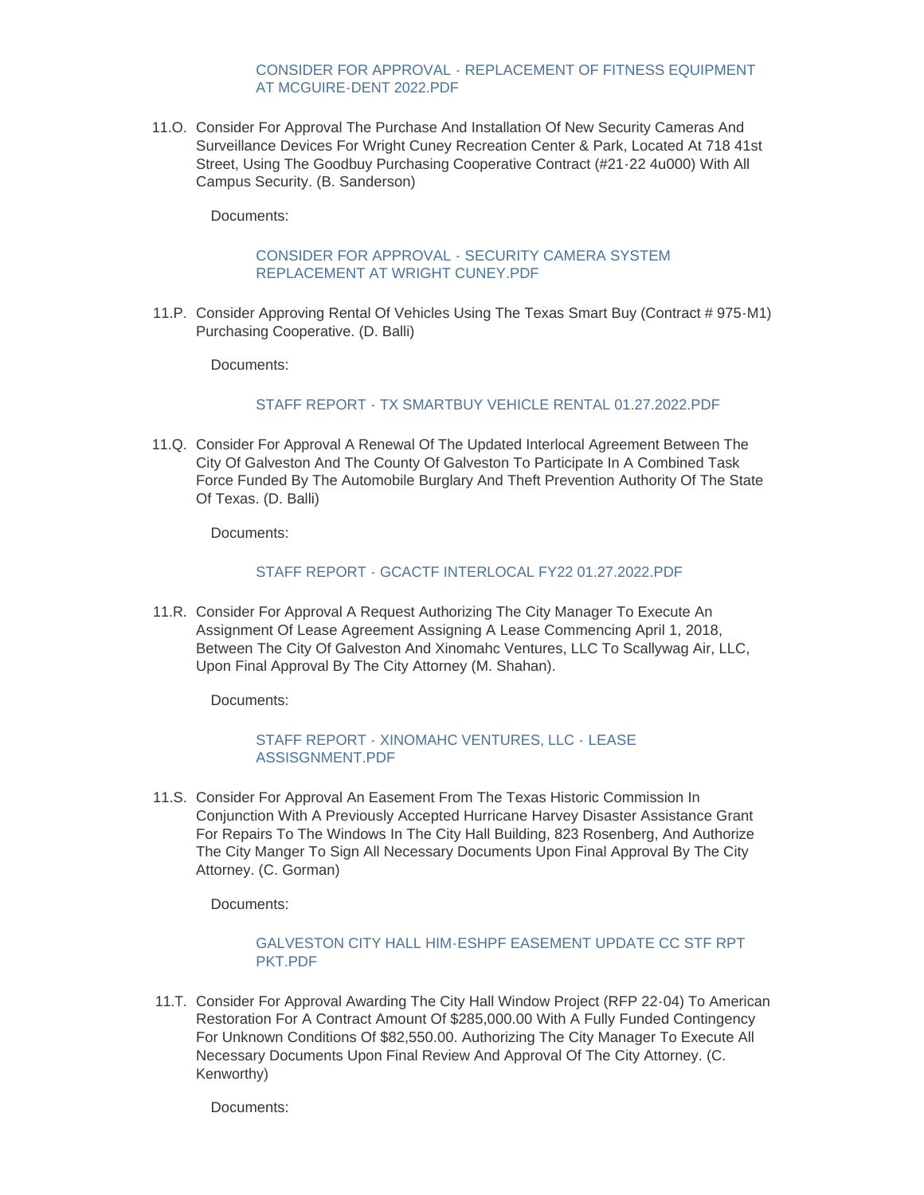CONSIDER FOR APPROVAL - REPLACEMENT OF FITNESS EQUIPMENT AT MCGUIRE-DENT 2022.PDF

11.O. Consider For Approval The Purchase And Installation Of New Security Cameras And Surveillance Devices For Wright Cuney Recreation Center & Park, Located At 718 41st Street, Using The Goodbuy Purchasing Cooperative Contract (#21-22 4u000) With All Campus Security. (B. Sanderson)

Documents:

CONSIDER FOR APPROVAL - SECURITY CAMERA SYSTEM REPLACEMENT AT WRIGHT CUNEY.PDF

11.P. Consider Approving Rental Of Vehicles Using The Texas Smart Buy (Contract # 975-M1) Purchasing Cooperative. (D. Balli)

Documents:

STAFF REPORT - TX SMARTBUY VEHICLE RENTAL 01.27.2022.PDF

11.Q. Consider For Approval A Renewal Of The Updated Interlocal Agreement Between The City Of Galveston And The County Of Galveston To Participate In A Combined Task Force Funded By The Automobile Burglary And Theft Prevention Authority Of The State Of Texas. (D. Balli)

Documents:

STAFF REPORT - GCACTF INTERLOCAL FY22 01.27.2022.PDF

11.R. Consider For Approval A Request Authorizing The City Manager To Execute An Assignment Of Lease Agreement Assigning A Lease Commencing April 1, 2018, Between The City Of Galveston And Xinomahc Ventures, LLC To Scallywag Air, LLC, Upon Final Approval By The City Attorney (M. Shahan).

Documents:

STAFF REPORT - XINOMAHC VENTURES, LLC - LEASE ASSISGNMENT.PDF

11.S. Consider For Approval An Easement From The Texas Historic Commission In Conjunction With A Previously Accepted Hurricane Harvey Disaster Assistance Grant For Repairs To The Windows In The City Hall Building, 823 Rosenberg, And Authorize The City Manger To Sign All Necessary Documents Upon Final Approval By The City Attorney. (C. Gorman)

Documents:

GALVESTON CITY HALL HIM-ESHPF EASEMENT UPDATE CC STF RPT PKT.PDF

11.T. Consider For Approval Awarding The City Hall Window Project (RFP 22-04) To American Restoration For A Contract Amount Of $285,000.00 With A Fully Funded Contingency For Unknown Conditions Of $82,550.00. Authorizing The City Manager To Execute All Necessary Documents Upon Final Review And Approval Of The City Attorney. (C. Kenworthy)

Documents: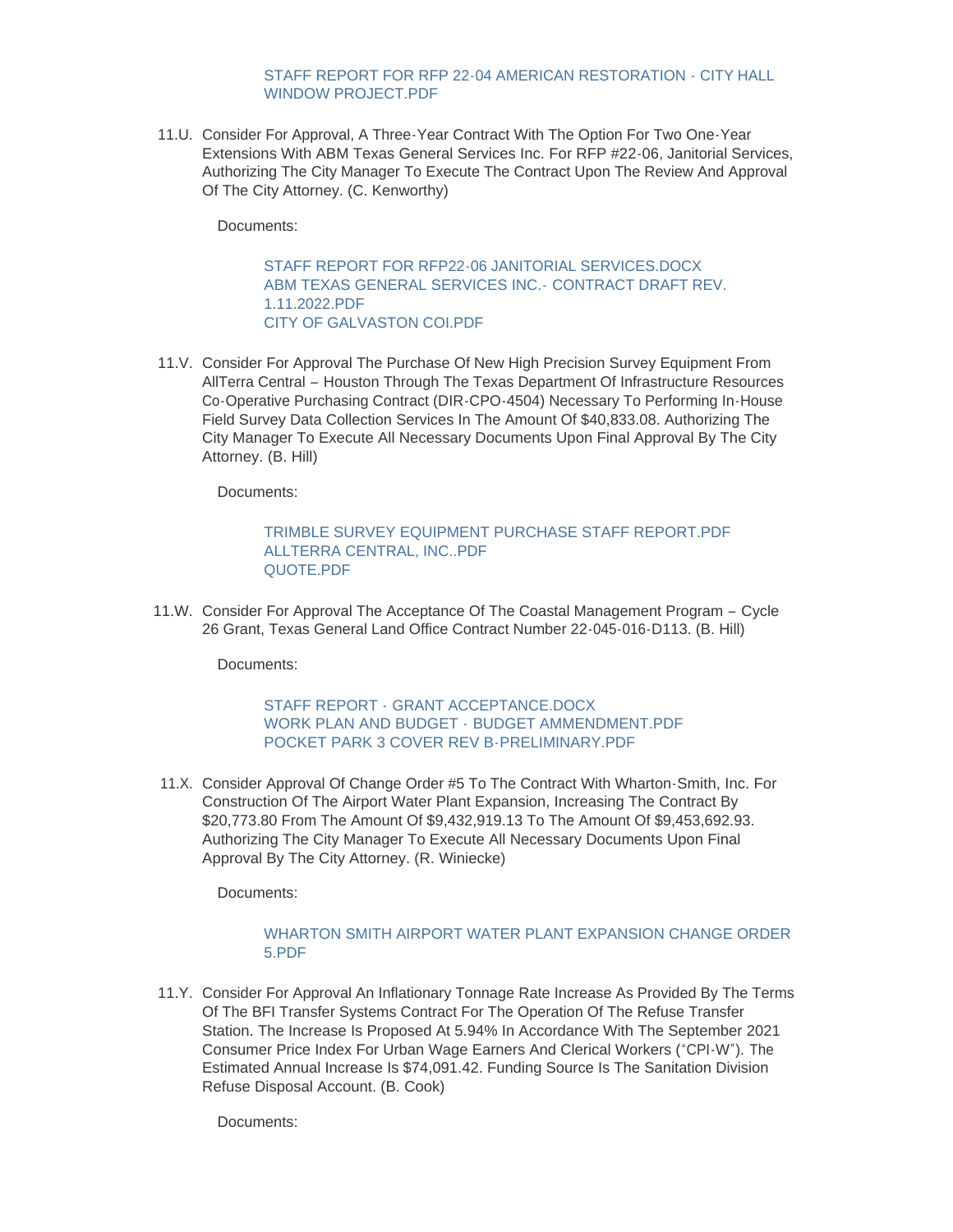STAFF REPORT FOR RFP 22-04 AMERICAN RESTORATION - CITY HALL WINDOW PROJECT.PDF

11.U. Consider For Approval, A Three-Year Contract With The Option For Two One-Year Extensions With ABM Texas General Services Inc. For RFP #22-06, Janitorial Services, Authorizing The City Manager To Execute The Contract Upon The Review And Approval Of The City Attorney. (C. Kenworthy)

Documents:

STAFF REPORT FOR RFP22-06 JANITORIAL SERVICES.DOCX
ABM TEXAS GENERAL SERVICES INC.- CONTRACT DRAFT REV. 1.11.2022.PDF
CITY OF GALVASTON COI.PDF

11.V. Consider For Approval The Purchase Of New High Precision Survey Equipment From AllTerra Central – Houston Through The Texas Department Of Infrastructure Resources Co-Operative Purchasing Contract (DIR-CPO-4504) Necessary To Performing In-House Field Survey Data Collection Services In The Amount Of $40,833.08. Authorizing The City Manager To Execute All Necessary Documents Upon Final Approval By The City Attorney. (B. Hill)

Documents:

TRIMBLE SURVEY EQUIPMENT PURCHASE STAFF REPORT.PDF
ALLTERRA CENTRAL, INC..PDF
QUOTE.PDF

11.W. Consider For Approval The Acceptance Of The Coastal Management Program – Cycle 26 Grant, Texas General Land Office Contract Number 22-045-016-D113. (B. Hill)

Documents:

STAFF REPORT - GRANT ACCEPTANCE.DOCX
WORK PLAN AND BUDGET - BUDGET AMMENDMENT.PDF
POCKET PARK 3 COVER REV B-PRELIMINARY.PDF

11.X. Consider Approval Of Change Order #5 To The Contract With Wharton-Smith, Inc. For Construction Of The Airport Water Plant Expansion, Increasing The Contract By $20,773.80 From The Amount Of $9,432,919.13 To The Amount Of $9,453,692.93. Authorizing The City Manager To Execute All Necessary Documents Upon Final Approval By The City Attorney. (R. Winiecke)

Documents:

WHARTON SMITH AIRPORT WATER PLANT EXPANSION CHANGE ORDER 5.PDF

11.Y. Consider For Approval An Inflationary Tonnage Rate Increase As Provided By The Terms Of The BFI Transfer Systems Contract For The Operation Of The Refuse Transfer Station. The Increase Is Proposed At 5.94% In Accordance With The September 2021 Consumer Price Index For Urban Wage Earners And Clerical Workers ("CPI-W"). The Estimated Annual Increase Is $74,091.42. Funding Source Is The Sanitation Division Refuse Disposal Account. (B. Cook)

Documents: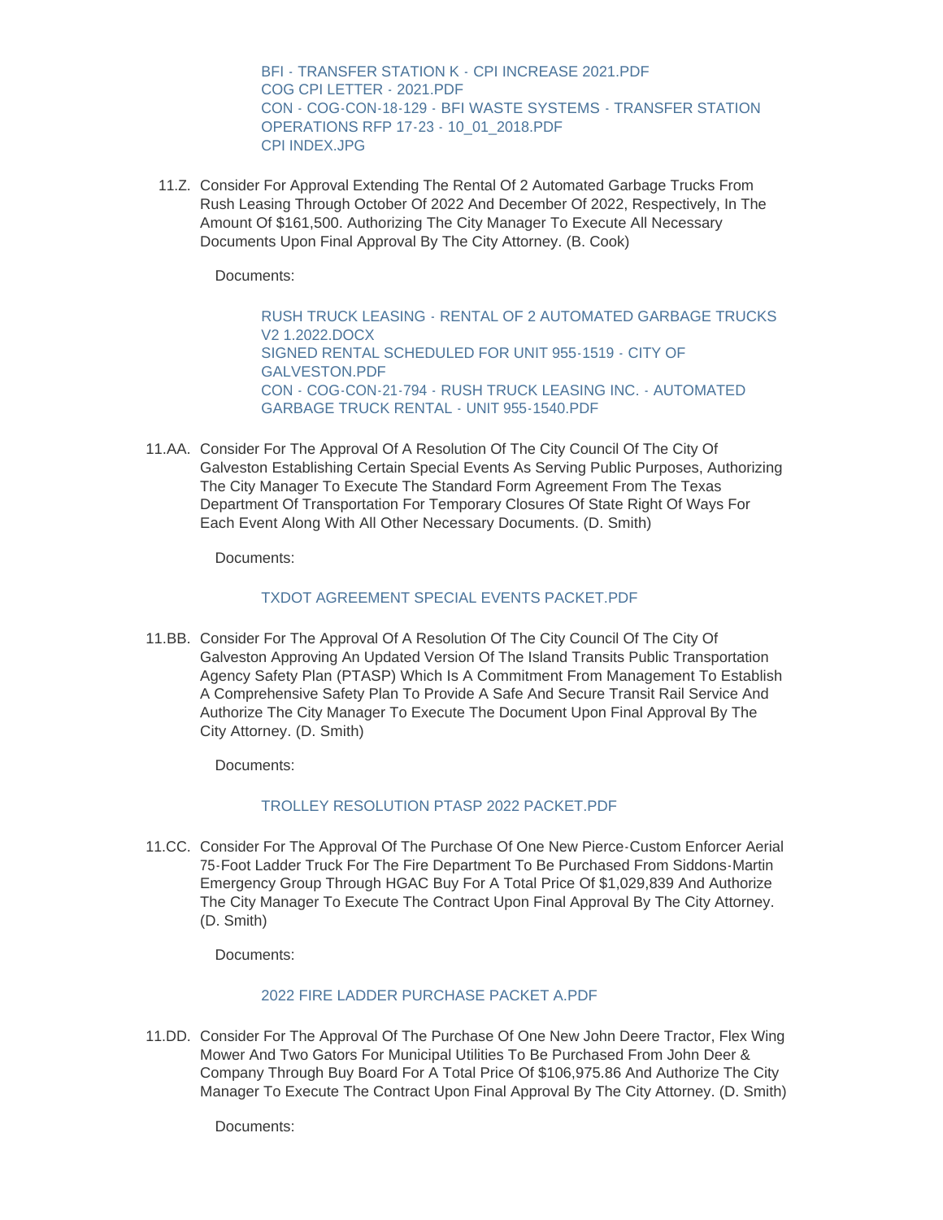BFI - TRANSFER STATION K - CPI INCREASE 2021.PDF
COG CPI LETTER - 2021.PDF
CON - COG-CON-18-129 - BFI WASTE SYSTEMS - TRANSFER STATION OPERATIONS RFP 17-23 - 10_01_2018.PDF
CPI INDEX.JPG

11.Z. Consider For Approval Extending The Rental Of 2 Automated Garbage Trucks From Rush Leasing Through October Of 2022 And December Of 2022, Respectively, In The Amount Of $161,500. Authorizing The City Manager To Execute All Necessary Documents Upon Final Approval By The City Attorney. (B. Cook)

Documents:

RUSH TRUCK LEASING - RENTAL OF 2 AUTOMATED GARBAGE TRUCKS V2 1.2022.DOCX
SIGNED RENTAL SCHEDULED FOR UNIT 955-1519 - CITY OF GALVESTON.PDF
CON - COG-CON-21-794 - RUSH TRUCK LEASING INC. - AUTOMATED GARBAGE TRUCK RENTAL - UNIT 955-1540.PDF

11.AA. Consider For The Approval Of A Resolution Of The City Council Of The City Of Galveston Establishing Certain Special Events As Serving Public Purposes, Authorizing The City Manager To Execute The Standard Form Agreement From The Texas Department Of Transportation For Temporary Closures Of State Right Of Ways For Each Event Along With All Other Necessary Documents. (D. Smith)

Documents:

TXDOT AGREEMENT SPECIAL EVENTS PACKET.PDF

11.BB. Consider For The Approval Of A Resolution Of The City Council Of The City Of Galveston Approving An Updated Version Of The Island Transits Public Transportation Agency Safety Plan (PTASP) Which Is A Commitment From Management To Establish A Comprehensive Safety Plan To Provide A Safe And Secure Transit Rail Service And Authorize The City Manager To Execute The Document Upon Final Approval By The City Attorney. (D. Smith)

Documents:

TROLLEY RESOLUTION PTASP 2022 PACKET.PDF

11.CC. Consider For The Approval Of The Purchase Of One New Pierce-Custom Enforcer Aerial 75-Foot Ladder Truck For The Fire Department To Be Purchased From Siddons-Martin Emergency Group Through HGAC Buy For A Total Price Of $1,029,839 And Authorize The City Manager To Execute The Contract Upon Final Approval By The City Attorney. (D. Smith)

Documents:

2022 FIRE LADDER PURCHASE PACKET A.PDF

11.DD. Consider For The Approval Of The Purchase Of One New John Deere Tractor, Flex Wing Mower And Two Gators For Municipal Utilities To Be Purchased From John Deer & Company Through Buy Board For A Total Price Of $106,975.86 And Authorize The City Manager To Execute The Contract Upon Final Approval By The City Attorney. (D. Smith)

Documents: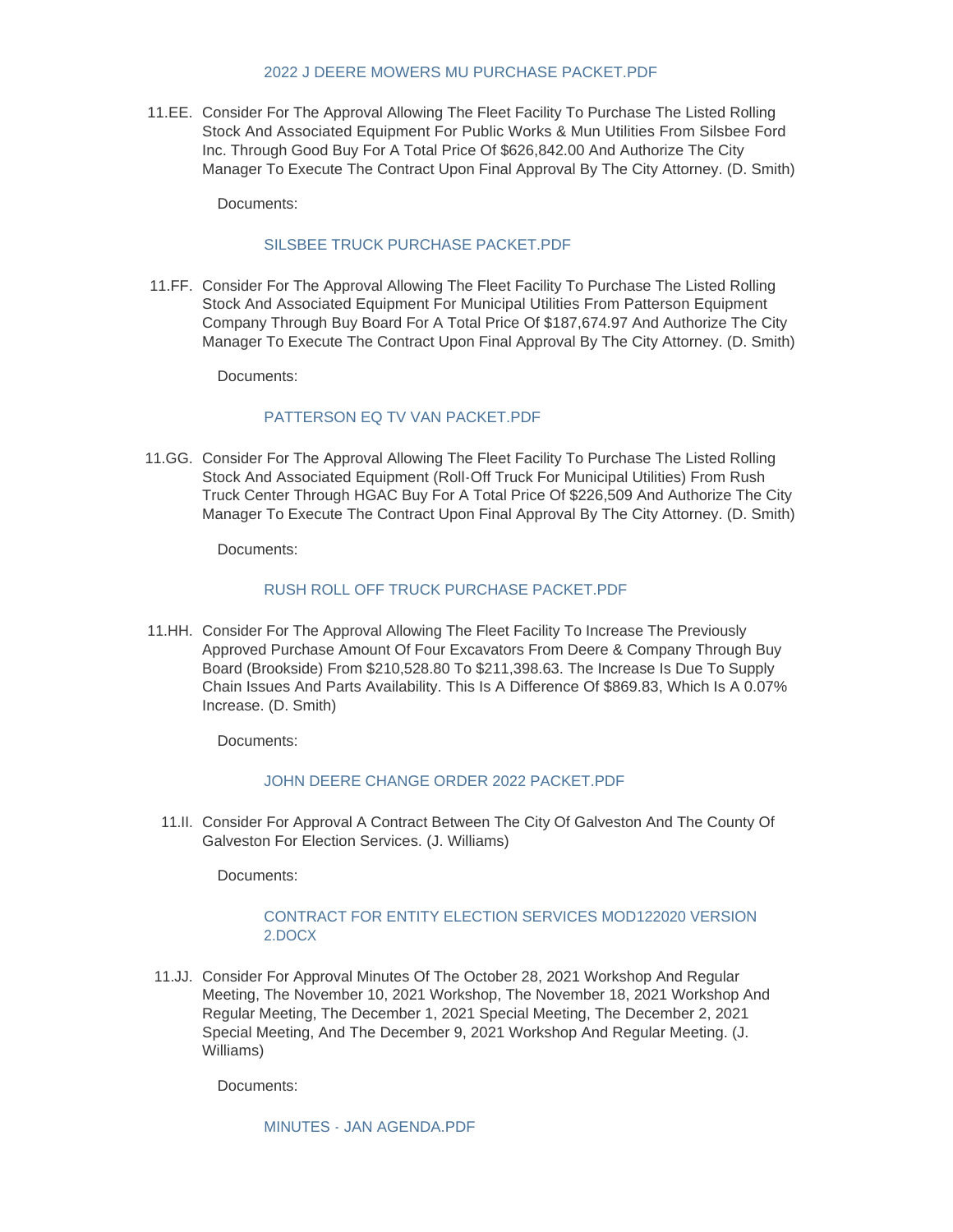2022 J DEERE MOWERS MU PURCHASE PACKET.PDF

11.EE. Consider For The Approval Allowing The Fleet Facility To Purchase The Listed Rolling Stock And Associated Equipment For Public Works & Mun Utilities From Silsbee Ford Inc. Through Good Buy For A Total Price Of $626,842.00 And Authorize The City Manager To Execute The Contract Upon Final Approval By The City Attorney. (D. Smith)

Documents:

SILSBEE TRUCK PURCHASE PACKET.PDF

11.FF. Consider For The Approval Allowing The Fleet Facility To Purchase The Listed Rolling Stock And Associated Equipment For Municipal Utilities From Patterson Equipment Company Through Buy Board For A Total Price Of $187,674.97 And Authorize The City Manager To Execute The Contract Upon Final Approval By The City Attorney. (D. Smith)

Documents:

PATTERSON EQ TV VAN PACKET.PDF

11.GG. Consider For The Approval Allowing The Fleet Facility To Purchase The Listed Rolling Stock And Associated Equipment (Roll-Off Truck For Municipal Utilities) From Rush Truck Center Through HGAC Buy For A Total Price Of $226,509 And Authorize The City Manager To Execute The Contract Upon Final Approval By The City Attorney. (D. Smith)

Documents:

RUSH ROLL OFF TRUCK PURCHASE PACKET.PDF

11.HH. Consider For The Approval Allowing The Fleet Facility To Increase The Previously Approved Purchase Amount Of Four Excavators From Deere & Company Through Buy Board (Brookside) From $210,528.80 To $211,398.63. The Increase Is Due To Supply Chain Issues And Parts Availability. This Is A Difference Of $869.83, Which Is A 0.07% Increase. (D. Smith)

Documents:

JOHN DEERE CHANGE ORDER 2022 PACKET.PDF

11.II. Consider For Approval A Contract Between The City Of Galveston And The County Of Galveston For Election Services. (J. Williams)

Documents:

CONTRACT FOR ENTITY ELECTION SERVICES MOD122020 VERSION 2.DOCX

11.JJ. Consider For Approval Minutes Of The October 28, 2021 Workshop And Regular Meeting, The November 10, 2021 Workshop, The November 18, 2021 Workshop And Regular Meeting, The December 1, 2021 Special Meeting, The December 2, 2021 Special Meeting, And The December 9, 2021 Workshop And Regular Meeting. (J. Williams)

Documents:

MINUTES - JAN AGENDA.PDF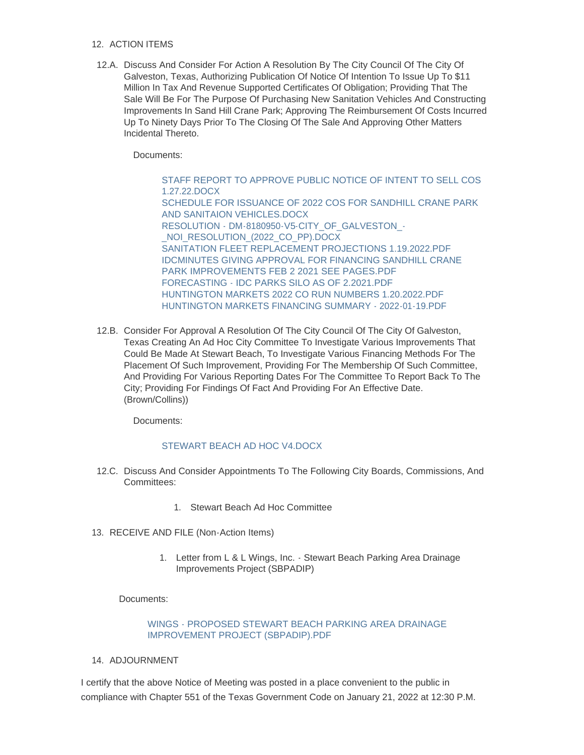12. ACTION ITEMS

12.A. Discuss And Consider For Action A Resolution By The City Council Of The City Of Galveston, Texas, Authorizing Publication Of Notice Of Intention To Issue Up To $11 Million In Tax And Revenue Supported Certificates Of Obligation; Providing That The Sale Will Be For The Purpose Of Purchasing New Sanitation Vehicles And Constructing Improvements In Sand Hill Crane Park; Approving The Reimbursement Of Costs Incurred Up To Ninety Days Prior To The Closing Of The Sale And Approving Other Matters Incidental Thereto.

Documents:

STAFF REPORT TO APPROVE PUBLIC NOTICE OF INTENT TO SELL COS 1.27.22.DOCX
SCHEDULE FOR ISSUANCE OF 2022 COS FOR SANDHILL CRANE PARK AND SANITAION VEHICLES.DOCX
RESOLUTION - DM-8180950-V5-CITY_OF_GALVESTON_-_NOI_RESOLUTION_(2022_CO_PP).DOCX
SANITATION FLEET REPLACEMENT PROJECTIONS 1.19.2022.PDF
IDCMINUTES GIVING APPROVAL FOR FINANCING SANDHILL CRANE PARK IMPROVEMENTS FEB 2 2021 SEE PAGES.PDF
FORECASTING - IDC PARKS SILO AS OF 2.2021.PDF
HUNTINGTON MARKETS 2022 CO RUN NUMBERS 1.20.2022.PDF
HUNTINGTON MARKETS FINANCING SUMMARY - 2022-01-19.PDF

12.B. Consider For Approval A Resolution Of The City Council Of The City Of Galveston, Texas Creating An Ad Hoc City Committee To Investigate Various Improvements That Could Be Made At Stewart Beach, To Investigate Various Financing Methods For The Placement Of Such Improvement, Providing For The Membership Of Such Committee, And Providing For Various Reporting Dates For The Committee To Report Back To The City; Providing For Findings Of Fact And Providing For An Effective Date. (Brown/Collins))

Documents:

STEWART BEACH AD HOC V4.DOCX

12.C. Discuss And Consider Appointments To The Following City Boards, Commissions, And Committees:

1. Stewart Beach Ad Hoc Committee

13. RECEIVE AND FILE (Non-Action Items)

1. Letter from L & L Wings, Inc. - Stewart Beach Parking Area Drainage Improvements Project (SBPADIP)

Documents:

WINGS - PROPOSED STEWART BEACH PARKING AREA DRAINAGE IMPROVEMENT PROJECT (SBPADIP).PDF

14. ADJOURNMENT

I certify that the above Notice of Meeting was posted in a place convenient to the public in compliance with Chapter 551 of the Texas Government Code on January 21, 2022 at 12:30 P.M.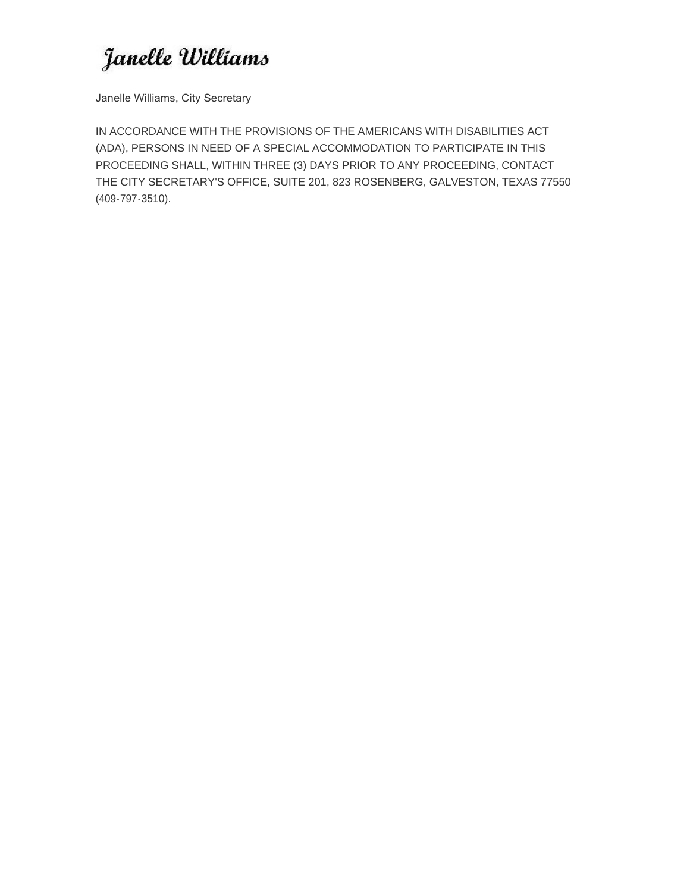*Janelle Williams*

Janelle Williams, City Secretary

IN ACCORDANCE WITH THE PROVISIONS OF THE AMERICANS WITH DISABILITIES ACT (ADA), PERSONS IN NEED OF A SPECIAL ACCOMMODATION TO PARTICIPATE IN THIS PROCEEDING SHALL, WITHIN THREE (3) DAYS PRIOR TO ANY PROCEEDING, CONTACT THE CITY SECRETARY'S OFFICE, SUITE 201, 823 ROSENBERG, GALVESTON, TEXAS 77550 (409-797-3510).